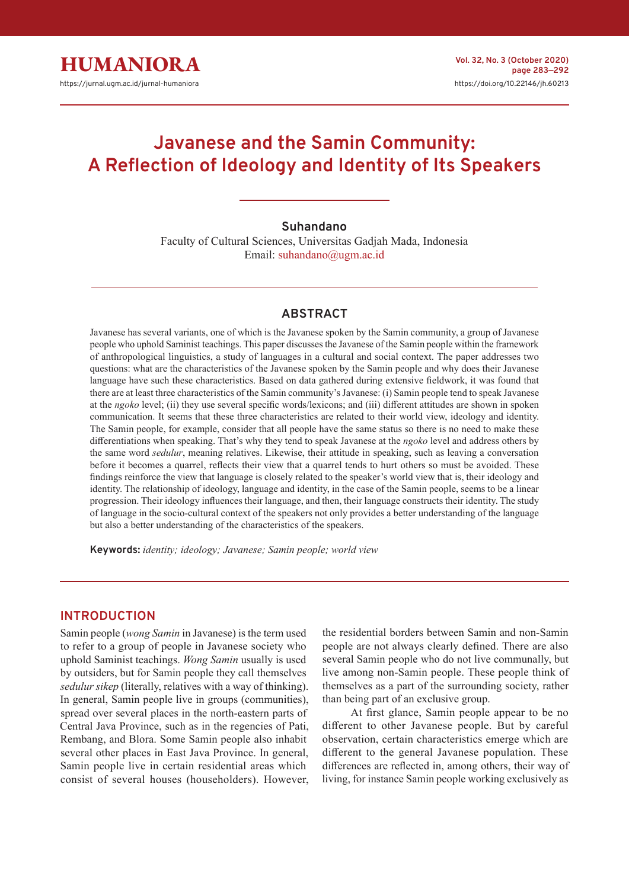# Javanese and the Samin Community: A Reflection of Ideology and Identity of Its Speakers

**Suhandano**

Faculty of Cultural Sciences, Universitas Gadjah Mada, Indonesia
Email: suhandano@ugm.ac.id

## ABSTRACT

Javanese has several variants, one of which is the Javanese spoken by the Samin community, a group of Javanese people who uphold Saminist teachings. This paper discusses the Javanese of the Samin people within the framework of anthropological linguistics, a study of languages in a cultural and social context. The paper addresses two questions: what are the characteristics of the Javanese spoken by the Samin people and why does their Javanese language have such these characteristics. Based on data gathered during extensive fieldwork, it was found that there are at least three characteristics of the Samin community's Javanese: (i) Samin people tend to speak Javanese at the *ngoko* level; (ii) they use several specific words/lexicons; and (iii) different attitudes are shown in spoken communication. It seems that these three characteristics are related to their world view, ideology and identity. The Samin people, for example, consider that all people have the same status so there is no need to make these differentiations when speaking. That's why they tend to speak Javanese at the *ngoko* level and address others by the same word *sedulur*, meaning relatives. Likewise, their attitude in speaking, such as leaving a conversation before it becomes a quarrel, reflects their view that a quarrel tends to hurt others so must be avoided. These findings reinforce the view that language is closely related to the speaker's world view that is, their ideology and identity. The relationship of ideology, language and identity, in the case of the Samin people, seems to be a linear progression. Their ideology influences their language, and then, their language constructs their identity. The study of language in the socio-cultural context of the speakers not only provides a better understanding of the language but also a better understanding of the characteristics of the speakers.

**Keywords:** *identity; ideology; Javanese; Samin people; world view*

## INTRODUCTION

Samin people (*wong Samin* in Javanese) is the term used to refer to a group of people in Javanese society who uphold Saminist teachings. *Wong Samin* usually is used by outsiders, but for Samin people they call themselves *sedulur sikep* (literally, relatives with a way of thinking). In general, Samin people live in groups (communities), spread over several places in the north-eastern parts of Central Java Province, such as in the regencies of Pati, Rembang, and Blora. Some Samin people also inhabit several other places in East Java Province. In general, Samin people live in certain residential areas which consist of several houses (householders). However, the residential borders between Samin and non-Samin people are not always clearly defined. There are also several Samin people who do not live communally, but live among non-Samin people. These people think of themselves as a part of the surrounding society, rather than being part of an exclusive group.

At first glance, Samin people appear to be no different to other Javanese people. But by careful observation, certain characteristics emerge which are different to the general Javanese population. These differences are reflected in, among others, their way of living, for instance Samin people working exclusively as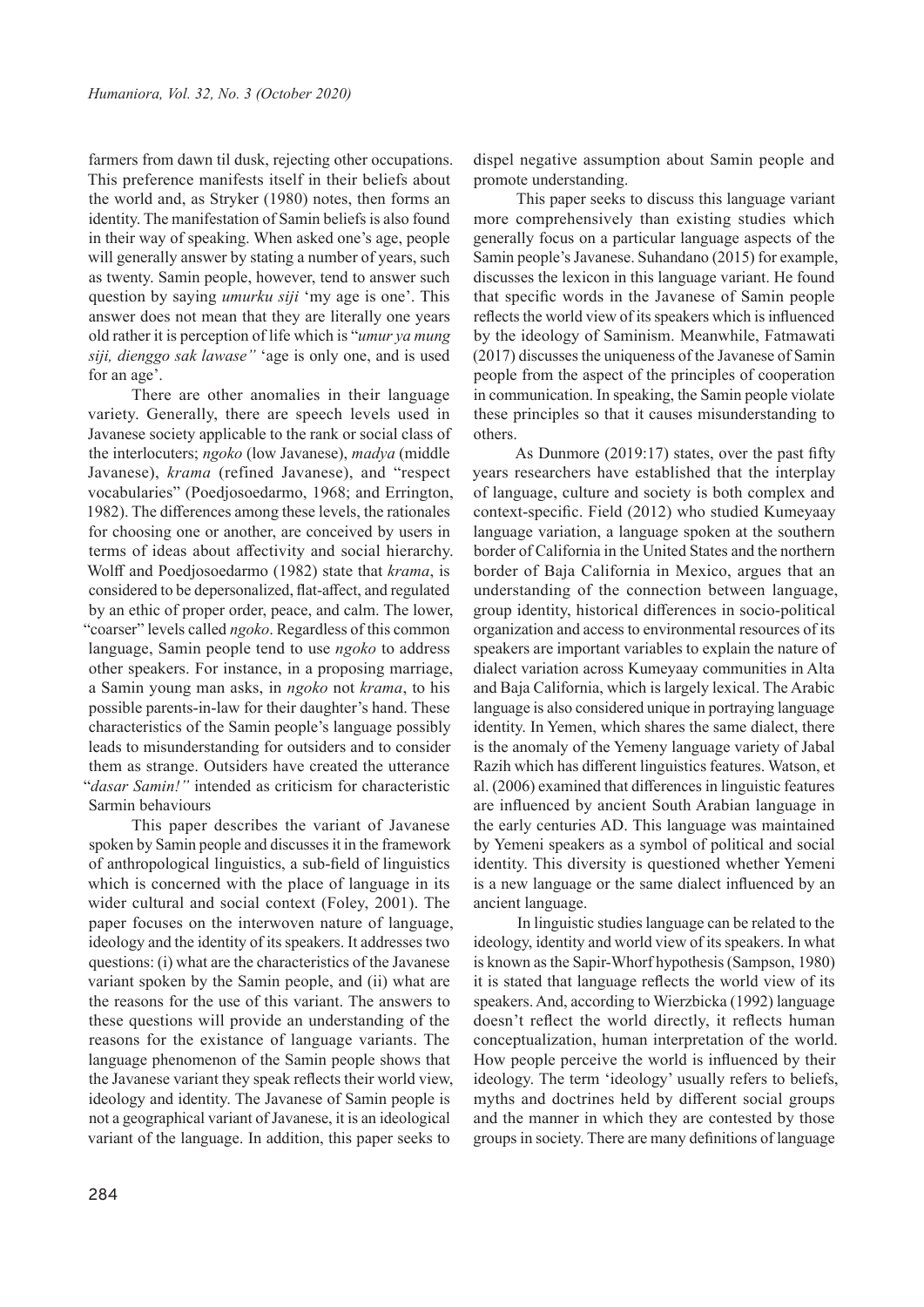farmers from dawn til dusk, rejecting other occupations. This preference manifests itself in their beliefs about the world and, as Stryker (1980) notes, then forms an identity. The manifestation of Samin beliefs is also found in their way of speaking. When asked one's age, people will generally answer by stating a number of years, such as twenty. Samin people, however, tend to answer such question by saying *umurku siji* 'my age is one'. This answer does not mean that they are literally one years old rather it is perception of life which is "*umur ya mung siji, dienggo sak lawase"* 'age is only one, and is used for an age'.

There are other anomalies in their language variety. Generally, there are speech levels used in Javanese society applicable to the rank or social class of the interlocuters; *ngoko* (low Javanese), *madya* (middle Javanese), *krama* (refined Javanese), and "respect vocabularies" (Poedjosoedarmo, 1968; and Errington, 1982). The differences among these levels, the rationales for choosing one or another, are conceived by users in terms of ideas about affectivity and social hierarchy. Wolff and Poedjosoedarmo (1982) state that *krama*, is considered to be depersonalized, flat-affect, and regulated by an ethic of proper order, peace, and calm. The lower, "coarser" levels called *ngoko*. Regardless of this common language, Samin people tend to use *ngoko* to address other speakers. For instance, in a proposing marriage, a Samin young man asks, in *ngoko* not *krama*, to his possible parents-in-law for their daughter's hand. These characteristics of the Samin people's language possibly leads to misunderstanding for outsiders and to consider them as strange. Outsiders have created the utterance "*dasar Samin!"* intended as criticism for characteristic Sarmin behaviours

This paper describes the variant of Javanese spoken by Samin people and discusses it in the framework of anthropological linguistics, a sub-field of linguistics which is concerned with the place of language in its wider cultural and social context (Foley, 2001). The paper focuses on the interwoven nature of language, ideology and the identity of its speakers. It addresses two questions: (i) what are the characteristics of the Javanese variant spoken by the Samin people, and (ii) what are the reasons for the use of this variant. The answers to these questions will provide an understanding of the reasons for the existance of language variants. The language phenomenon of the Samin people shows that the Javanese variant they speak reflects their world view, ideology and identity. The Javanese of Samin people is not a geographical variant of Javanese, it is an ideological variant of the language. In addition, this paper seeks to dispel negative assumption about Samin people and promote understanding.

This paper seeks to discuss this language variant more comprehensively than existing studies which generally focus on a particular language aspects of the Samin people's Javanese. Suhandano (2015) for example, discusses the lexicon in this language variant. He found that specific words in the Javanese of Samin people reflects the world view of its speakers which is influenced by the ideology of Saminism. Meanwhile, Fatmawati (2017) discusses the uniqueness of the Javanese of Samin people from the aspect of the principles of cooperation in communication. In speaking, the Samin people violate these principles so that it causes misunderstanding to others.

As Dunmore (2019:17) states, over the past fifty years researchers have established that the interplay of language, culture and society is both complex and context-specific. Field (2012) who studied Kumeyaay language variation, a language spoken at the southern border of California in the United States and the northern border of Baja California in Mexico, argues that an understanding of the connection between language, group identity, historical differences in socio-political organization and access to environmental resources of its speakers are important variables to explain the nature of dialect variation across Kumeyaay communities in Alta and Baja California, which is largely lexical. The Arabic language is also considered unique in portraying language identity. In Yemen, which shares the same dialect, there is the anomaly of the Yemeny language variety of Jabal Razih which has different linguistics features. Watson, et al. (2006) examined that differences in linguistic features are influenced by ancient South Arabian language in the early centuries AD. This language was maintained by Yemeni speakers as a symbol of political and social identity. This diversity is questioned whether Yemeni is a new language or the same dialect influenced by an ancient language.

In linguistic studies language can be related to the ideology, identity and world view of its speakers. In what is known as the Sapir-Whorf hypothesis (Sampson, 1980) it is stated that language reflects the world view of its speakers. And, according to Wierzbicka (1992) language doesn't reflect the world directly, it reflects human conceptualization, human interpretation of the world. How people perceive the world is influenced by their ideology. The term 'ideology' usually refers to beliefs, myths and doctrines held by different social groups and the manner in which they are contested by those groups in society. There are many definitions of language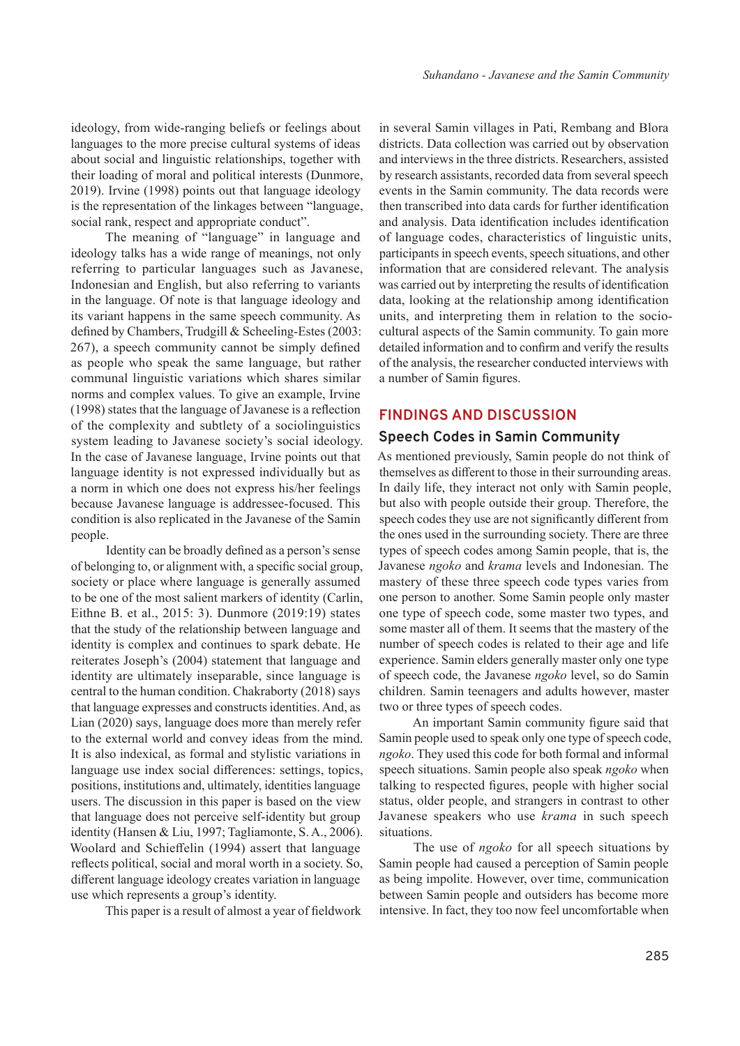ideology, from wide-ranging beliefs or feelings about languages to the more precise cultural systems of ideas about social and linguistic relationships, together with their loading of moral and political interests (Dunmore, 2019). Irvine (1998) points out that language ideology is the representation of the linkages between "language, social rank, respect and appropriate conduct".

The meaning of "language" in language and ideology talks has a wide range of meanings, not only referring to particular languages such as Javanese, Indonesian and English, but also referring to variants in the language. Of note is that language ideology and its variant happens in the same speech community. As defined by Chambers, Trudgill & Scheeling-Estes (2003: 267), a speech community cannot be simply defined as people who speak the same language, but rather communal linguistic variations which shares similar norms and complex values. To give an example, Irvine (1998) states that the language of Javanese is a reflection of the complexity and subtlety of a sociolinguistics system leading to Javanese society's social ideology. In the case of Javanese language, Irvine points out that language identity is not expressed individually but as a norm in which one does not express his/her feelings because Javanese language is addressee-focused. This condition is also replicated in the Javanese of the Samin people.

Identity can be broadly defined as a person's sense of belonging to, or alignment with, a specific social group, society or place where language is generally assumed to be one of the most salient markers of identity (Carlin, Eithne B. et al., 2015: 3). Dunmore (2019:19) states that the study of the relationship between language and identity is complex and continues to spark debate. He reiterates Joseph's (2004) statement that language and identity are ultimately inseparable, since language is central to the human condition. Chakraborty (2018) says that language expresses and constructs identities. And, as Lian (2020) says, language does more than merely refer to the external world and convey ideas from the mind. It is also indexical, as formal and stylistic variations in language use index social differences: settings, topics, positions, institutions and, ultimately, identities language users. The discussion in this paper is based on the view that language does not perceive self-identity but group identity (Hansen & Liu, 1997; Tagliamonte, S. A., 2006). Woolard and Schieffelin (1994) assert that language reflects political, social and moral worth in a society. So, different language ideology creates variation in language use which represents a group's identity.

This paper is a result of almost a year of fieldwork in several Samin villages in Pati, Rembang and Blora districts. Data collection was carried out by observation and interviews in the three districts. Researchers, assisted by research assistants, recorded data from several speech events in the Samin community. The data records were then transcribed into data cards for further identification and analysis. Data identification includes identification of language codes, characteristics of linguistic units, participants in speech events, speech situations, and other information that are considered relevant. The analysis was carried out by interpreting the results of identification data, looking at the relationship among identification units, and interpreting them in relation to the socio-cultural aspects of the Samin community. To gain more detailed information and to confirm and verify the results of the analysis, the researcher conducted interviews with a number of Samin figures.

## FINDINGS AND DISCUSSION

### Speech Codes in Samin Community

As mentioned previously, Samin people do not think of themselves as different to those in their surrounding areas. In daily life, they interact not only with Samin people, but also with people outside their group. Therefore, the speech codes they use are not significantly different from the ones used in the surrounding society. There are three types of speech codes among Samin people, that is, the Javanese *ngoko* and *krama* levels and Indonesian. The mastery of these three speech code types varies from one person to another. Some Samin people only master one type of speech code, some master two types, and some master all of them. It seems that the mastery of the number of speech codes is related to their age and life experience. Samin elders generally master only one type of speech code, the Javanese *ngoko* level, so do Samin children. Samin teenagers and adults however, master two or three types of speech codes.

An important Samin community figure said that Samin people used to speak only one type of speech code, *ngoko*. They used this code for both formal and informal speech situations. Samin people also speak *ngoko* when talking to respected figures, people with higher social status, older people, and strangers in contrast to other Javanese speakers who use *krama* in such speech situations.

The use of *ngoko* for all speech situations by Samin people had caused a perception of Samin people as being impolite. However, over time, communication between Samin people and outsiders has become more intensive. In fact, they too now feel uncomfortable when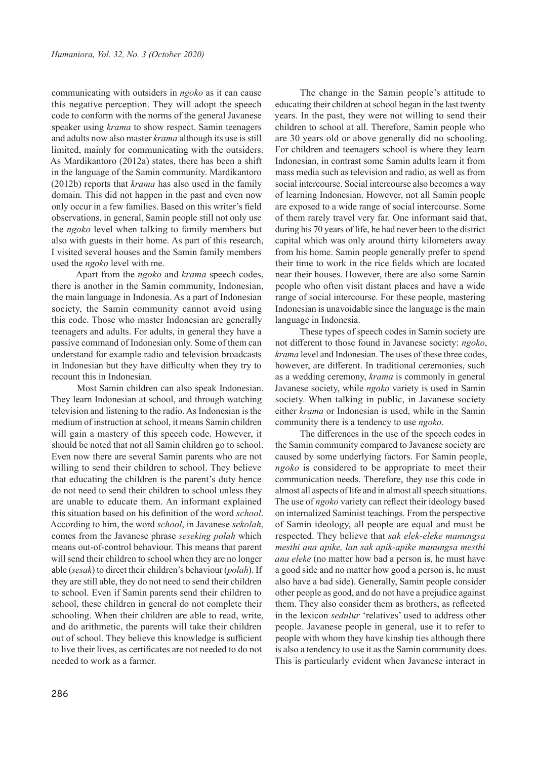communicating with outsiders in *ngoko* as it can cause this negative perception. They will adopt the speech code to conform with the norms of the general Javanese speaker using *krama* to show respect. Samin teenagers and adults now also master *krama* although its use is still limited, mainly for communicating with the outsiders. As Mardikantoro (2012a) states, there has been a shift in the language of the Samin community. Mardikantoro (2012b) reports that *krama* has also used in the family domain. This did not happen in the past and even now only occur in a few families. Based on this writer's field observations, in general, Samin people still not only use the *ngoko* level when talking to family members but also with guests in their home. As part of this research, I visited several houses and the Samin family members used the *ngoko* level with me.

Apart from the *ngoko* and *krama* speech codes, there is another in the Samin community, Indonesian, the main language in Indonesia. As a part of Indonesian society, the Samin community cannot avoid using this code. Those who master Indonesian are generally teenagers and adults. For adults, in general they have a passive command of Indonesian only. Some of them can understand for example radio and television broadcasts in Indonesian but they have difficulty when they try to recount this in Indonesian.

Most Samin children can also speak Indonesian. They learn Indonesian at school, and through watching television and listening to the radio. As Indonesian is the medium of instruction at school, it means Samin children will gain a mastery of this speech code. However, it should be noted that not all Samin children go to school. Even now there are several Samin parents who are not willing to send their children to school. They believe that educating the children is the parent's duty hence do not need to send their children to school unless they are unable to educate them. An informant explained this situation based on his definition of the word *school*. According to him, the word *school*, in Javanese *sekolah*, comes from the Javanese phrase *seseking polah* which means out-of-control behaviour. This means that parent will send their children to school when they are no longer able (*sesak*) to direct their children's behaviour (*polah*). If they are still able, they do not need to send their children to school. Even if Samin parents send their children to school, these children in general do not complete their schooling. When their children are able to read, write, and do arithmetic, the parents will take their children out of school. They believe this knowledge is sufficient to live their lives, as certificates are not needed to do not needed to work as a farmer.

The change in the Samin people's attitude to educating their children at school began in the last twenty years. In the past, they were not willing to send their children to school at all. Therefore, Samin people who are 30 years old or above generally did no schooling. For children and teenagers school is where they learn Indonesian, in contrast some Samin adults learn it from mass media such as television and radio, as well as from social intercourse. Social intercourse also becomes a way of learning Indonesian. However, not all Samin people are exposed to a wide range of social intercourse. Some of them rarely travel very far. One informant said that, during his 70 years of life, he had never been to the district capital which was only around thirty kilometers away from his home. Samin people generally prefer to spend their time to work in the rice fields which are located near their houses. However, there are also some Samin people who often visit distant places and have a wide range of social intercourse. For these people, mastering Indonesian is unavoidable since the language is the main language in Indonesia.

These types of speech codes in Samin society are not different to those found in Javanese society: *ngoko*, *krama* level and Indonesian. The uses of these three codes, however, are different. In traditional ceremonies, such as a wedding ceremony, *krama* is commonly in general Javanese society, while *ngoko* variety is used in Samin society. When talking in public, in Javanese society either *krama* or Indonesian is used, while in the Samin community there is a tendency to use *ngoko*.

The differences in the use of the speech codes in the Samin community compared to Javanese society are caused by some underlying factors. For Samin people, *ngoko* is considered to be appropriate to meet their communication needs. Therefore, they use this code in almost all aspects of life and in almost all speech situations. The use of *ngoko* variety can reflect their ideology based on internalized Saminist teachings. From the perspective of Samin ideology, all people are equal and must be respected. They believe that *sak elek-eleke manungsa mesthi ana apike, lan sak apik-apike manungsa mesthi ana eleke* (no matter how bad a person is, he must have a good side and no matter how good a person is, he must also have a bad side). Generally, Samin people consider other people as good, and do not have a prejudice against them. They also consider them as brothers, as reflected in the lexicon *sedulur* 'relatives' used to address other people. Javanese people in general, use it to refer to people with whom they have kinship ties although there is also a tendency to use it as the Samin community does. This is particularly evident when Javanese interact in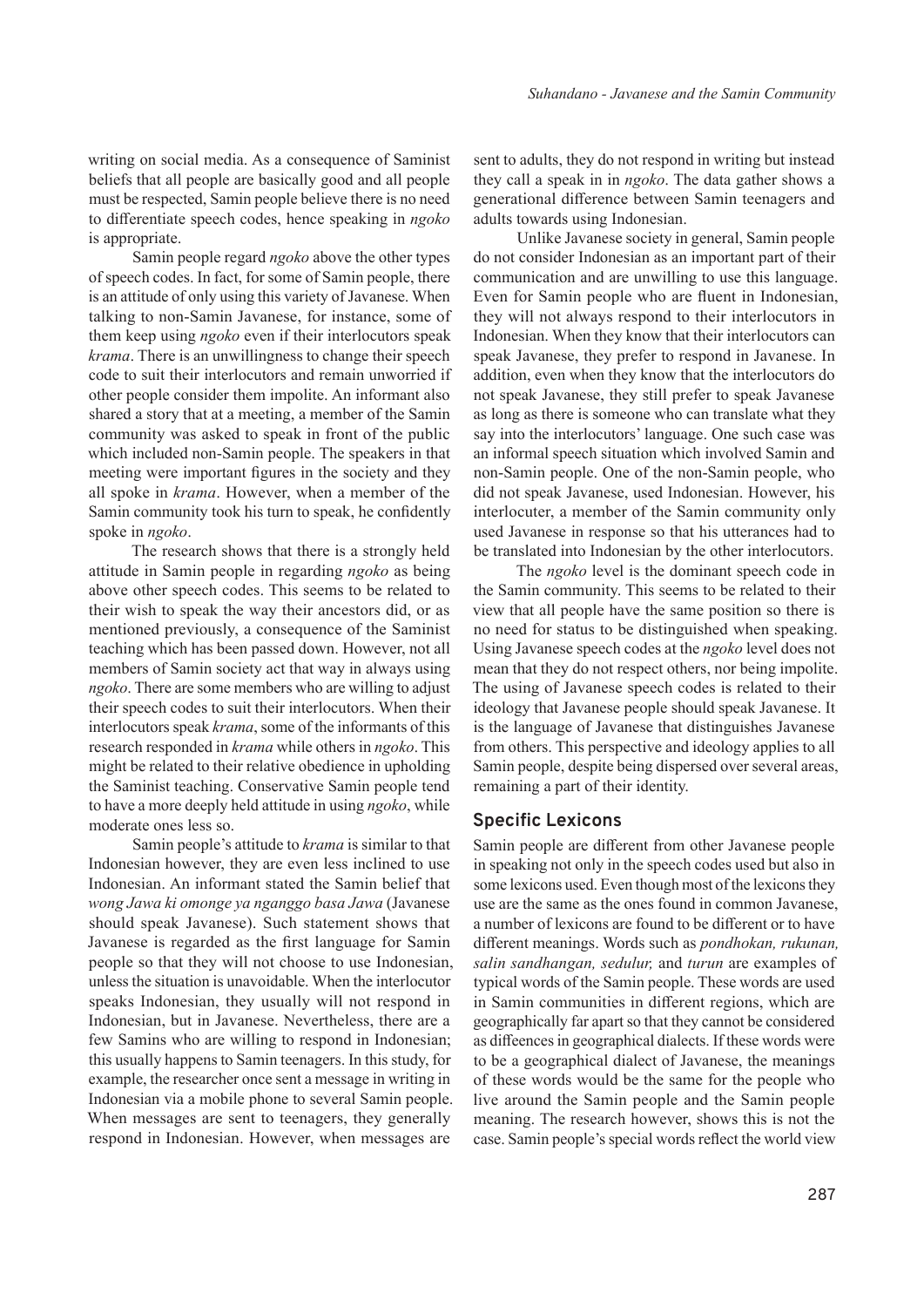writing on social media. As a consequence of Saminist beliefs that all people are basically good and all people must be respected, Samin people believe there is no need to differentiate speech codes, hence speaking in *ngoko* is appropriate.

Samin people regard *ngoko* above the other types of speech codes. In fact, for some of Samin people, there is an attitude of only using this variety of Javanese. When talking to non-Samin Javanese, for instance, some of them keep using *ngoko* even if their interlocutors speak *krama*. There is an unwillingness to change their speech code to suit their interlocutors and remain unworried if other people consider them impolite. An informant also shared a story that at a meeting, a member of the Samin community was asked to speak in front of the public which included non-Samin people. The speakers in that meeting were important figures in the society and they all spoke in *krama*. However, when a member of the Samin community took his turn to speak, he confidently spoke in *ngoko*.

The research shows that there is a strongly held attitude in Samin people in regarding *ngoko* as being above other speech codes. This seems to be related to their wish to speak the way their ancestors did, or as mentioned previously, a consequence of the Saminist teaching which has been passed down. However, not all members of Samin society act that way in always using *ngoko*. There are some members who are willing to adjust their speech codes to suit their interlocutors. When their interlocutors speak *krama*, some of the informants of this research responded in *krama* while others in *ngoko*. This might be related to their relative obedience in upholding the Saminist teaching. Conservative Samin people tend to have a more deeply held attitude in using *ngoko*, while moderate ones less so.

Samin people's attitude to *krama* is similar to that Indonesian however, they are even less inclined to use Indonesian. An informant stated the Samin belief that *wong Jawa ki omonge ya nganggo basa Jawa* (Javanese should speak Javanese). Such statement shows that Javanese is regarded as the first language for Samin people so that they will not choose to use Indonesian, unless the situation is unavoidable. When the interlocutor speaks Indonesian, they usually will not respond in Indonesian, but in Javanese. Nevertheless, there are a few Samins who are willing to respond in Indonesian; this usually happens to Samin teenagers. In this study, for example, the researcher once sent a message in writing in Indonesian via a mobile phone to several Samin people. When messages are sent to teenagers, they generally respond in Indonesian. However, when messages are sent to adults, they do not respond in writing but instead they call a speak in in *ngoko*. The data gather shows a generational difference between Samin teenagers and adults towards using Indonesian.

Unlike Javanese society in general, Samin people do not consider Indonesian as an important part of their communication and are unwilling to use this language. Even for Samin people who are fluent in Indonesian, they will not always respond to their interlocutors in Indonesian. When they know that their interlocutors can speak Javanese, they prefer to respond in Javanese. In addition, even when they know that the interlocutors do not speak Javanese, they still prefer to speak Javanese as long as there is someone who can translate what they say into the interlocutors' language. One such case was an informal speech situation which involved Samin and non-Samin people. One of the non-Samin people, who did not speak Javanese, used Indonesian. However, his interlocuter, a member of the Samin community only used Javanese in response so that his utterances had to be translated into Indonesian by the other interlocutors.

The *ngoko* level is the dominant speech code in the Samin community. This seems to be related to their view that all people have the same position so there is no need for status to be distinguished when speaking. Using Javanese speech codes at the *ngoko* level does not mean that they do not respect others, nor being impolite. The using of Javanese speech codes is related to their ideology that Javanese people should speak Javanese. It is the language of Javanese that distinguishes Javanese from others. This perspective and ideology applies to all Samin people, despite being dispersed over several areas, remaining a part of their identity.

## Specific Lexicons

Samin people are different from other Javanese people in speaking not only in the speech codes used but also in some lexicons used. Even though most of the lexicons they use are the same as the ones found in common Javanese, a number of lexicons are found to be different or to have different meanings. Words such as *pondhokan, rukunan, salin sandhangan, sedulur,* and *turun* are examples of typical words of the Samin people. These words are used in Samin communities in different regions, which are geographically far apart so that they cannot be considered as diffeences in geographical dialects. If these words were to be a geographical dialect of Javanese, the meanings of these words would be the same for the people who live around the Samin people and the Samin people meaning. The research however, shows this is not the case. Samin people's special words reflect the world view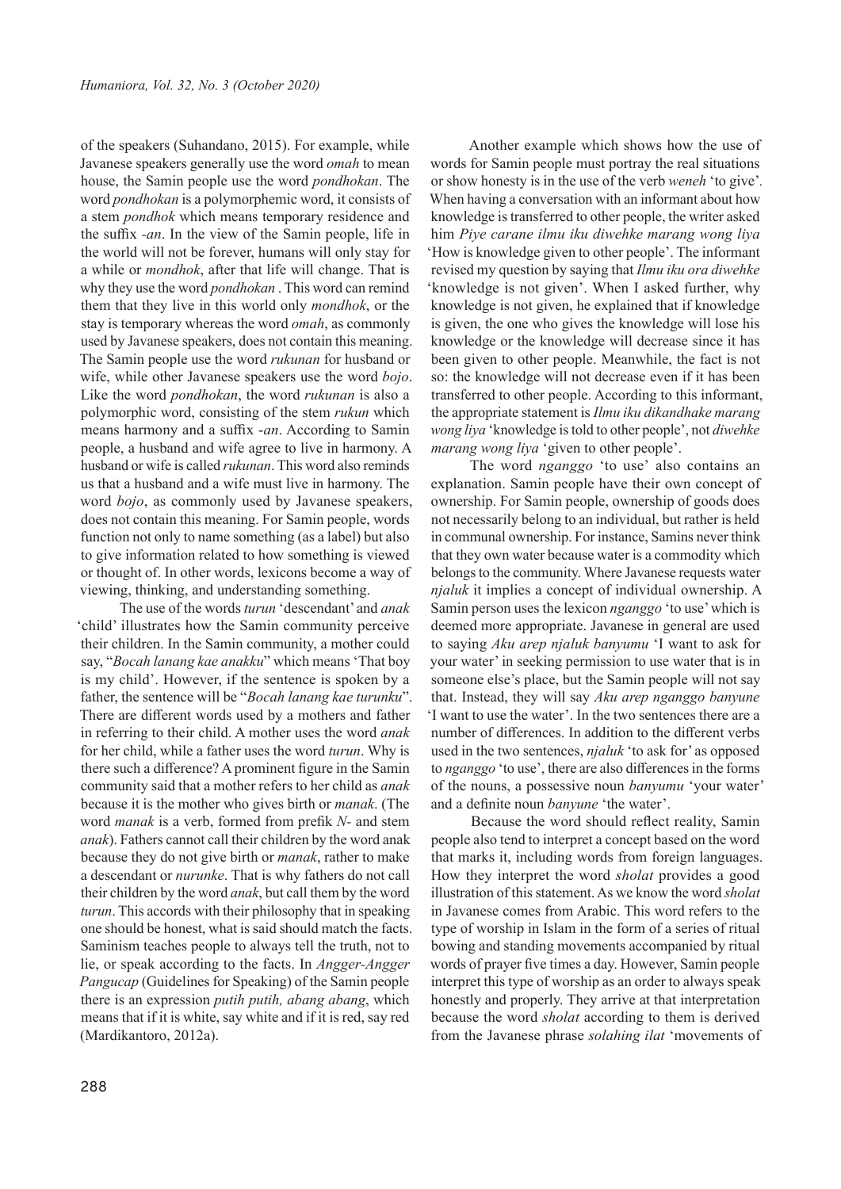of the speakers (Suhandano, 2015). For example, while Javanese speakers generally use the word *omah* to mean house, the Samin people use the word *pondhokan*. The word *pondhokan* is a polymorphemic word, it consists of a stem *pondhok* which means temporary residence and the suffix *-an*. In the view of the Samin people, life in the world will not be forever, humans will only stay for a while or *mondhok*, after that life will change. That is why they use the word *pondhokan* . This word can remind them that they live in this world only *mondhok*, or the stay is temporary whereas the word *omah*, as commonly used by Javanese speakers, does not contain this meaning. The Samin people use the word *rukunan* for husband or wife, while other Javanese speakers use the word *bojo*. Like the word *pondhokan*, the word *rukunan* is also a polymorphic word, consisting of the stem *rukun* which means harmony and a suffix *-an*. According to Samin people, a husband and wife agree to live in harmony. A husband or wife is called *rukunan*. This word also reminds us that a husband and a wife must live in harmony. The word *bojo*, as commonly used by Javanese speakers, does not contain this meaning. For Samin people, words function not only to name something (as a label) but also to give information related to how something is viewed or thought of. In other words, lexicons become a way of viewing, thinking, and understanding something.

The use of the words *turun* 'descendant' and *anak* 'child' illustrates how the Samin community perceive their children. In the Samin community, a mother could say, "*Bocah lanang kae anakku*" which means 'That boy is my child'. However, if the sentence is spoken by a father, the sentence will be "*Bocah lanang kae turunku*". There are different words used by a mothers and father in referring to their child. A mother uses the word *anak* for her child, while a father uses the word *turun*. Why is there such a difference? A prominent figure in the Samin community said that a mother refers to her child as *anak* because it is the mother who gives birth or *manak*. (The word *manak* is a verb, formed from prefik *N-* and stem *anak*). Fathers cannot call their children by the word anak because they do not give birth or *manak*, rather to make a descendant or *nurunke*. That is why fathers do not call their children by the word *anak*, but call them by the word *turun*. This accords with their philosophy that in speaking one should be honest, what is said should match the facts. Saminism teaches people to always tell the truth, not to lie, or speak according to the facts. In *Angger-Angger Pangucap* (Guidelines for Speaking) of the Samin people there is an expression *putih putih, abang abang*, which means that if it is white, say white and if it is red, say red (Mardikantoro, 2012a).

Another example which shows how the use of words for Samin people must portray the real situations or show honesty is in the use of the verb *weneh* 'to give'. When having a conversation with an informant about how knowledge is transferred to other people, the writer asked him *Piye carane ilmu iku diwehke marang wong liya* 'How is knowledge given to other people'. The informant revised my question by saying that *Ilmu iku ora diwehke* 'knowledge is not given'. When I asked further, why knowledge is not given, he explained that if knowledge is given, the one who gives the knowledge will lose his knowledge or the knowledge will decrease since it has been given to other people. Meanwhile, the fact is not so: the knowledge will not decrease even if it has been transferred to other people. According to this informant, the appropriate statement is *Ilmu iku dikandhake marang wong liya* 'knowledge is told to other people', not *diwehke marang wong liya* 'given to other people'.

The word *nganggo* 'to use' also contains an explanation. Samin people have their own concept of ownership. For Samin people, ownership of goods does not necessarily belong to an individual, but rather is held in communal ownership. For instance, Samins never think that they own water because water is a commodity which belongs to the community. Where Javanese requests water *njaluk* it implies a concept of individual ownership. A Samin person uses the lexicon *nganggo* 'to use' which is deemed more appropriate. Javanese in general are used to saying *Aku arep njaluk banyumu* 'I want to ask for your water' in seeking permission to use water that is in someone else's place, but the Samin people will not say that. Instead, they will say *Aku arep nganggo banyune* 'I want to use the water'. In the two sentences there are a number of differences. In addition to the different verbs used in the two sentences, *njaluk* 'to ask for' as opposed to *nganggo* 'to use', there are also differences in the forms of the nouns, a possessive noun *banyumu* 'your water' and a definite noun *banyune* 'the water'.

Because the word should reflect reality, Samin people also tend to interpret a concept based on the word that marks it, including words from foreign languages. How they interpret the word *sholat* provides a good illustration of this statement. As we know the word *sholat* in Javanese comes from Arabic. This word refers to the type of worship in Islam in the form of a series of ritual bowing and standing movements accompanied by ritual words of prayer five times a day. However, Samin people interpret this type of worship as an order to always speak honestly and properly. They arrive at that interpretation because the word *sholat* according to them is derived from the Javanese phrase *solahing ilat* 'movements of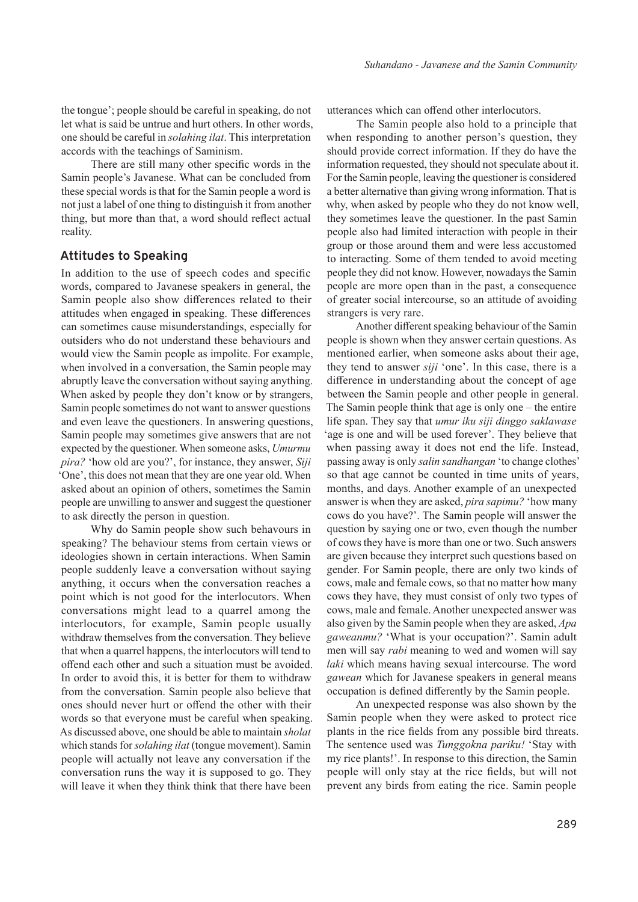the tongue'; people should be careful in speaking, do not let what is said be untrue and hurt others. In other words, one should be careful in *solahing ilat*. This interpretation accords with the teachings of Saminism.

There are still many other specific words in the Samin people's Javanese. What can be concluded from these special words is that for the Samin people a word is not just a label of one thing to distinguish it from another thing, but more than that, a word should reflect actual reality.

## Attitudes to Speaking

In addition to the use of speech codes and specific words, compared to Javanese speakers in general, the Samin people also show differences related to their attitudes when engaged in speaking. These differences can sometimes cause misunderstandings, especially for outsiders who do not understand these behaviours and would view the Samin people as impolite. For example, when involved in a conversation, the Samin people may abruptly leave the conversation without saying anything. When asked by people they don't know or by strangers, Samin people sometimes do not want to answer questions and even leave the questioners. In answering questions, Samin people may sometimes give answers that are not expected by the questioner. When someone asks, *Umurmu pira?* 'how old are you?', for instance, they answer, *Siji* 'One', this does not mean that they are one year old. When asked about an opinion of others, sometimes the Samin people are unwilling to answer and suggest the questioner to ask directly the person in question.

Why do Samin people show such behavours in speaking? The behaviour stems from certain views or ideologies shown in certain interactions. When Samin people suddenly leave a conversation without saying anything, it occurs when the conversation reaches a point which is not good for the interlocutors. When conversations might lead to a quarrel among the interlocutors, for example, Samin people usually withdraw themselves from the conversation. They believe that when a quarrel happens, the interlocutors will tend to offend each other and such a situation must be avoided. In order to avoid this, it is better for them to withdraw from the conversation. Samin people also believe that ones should never hurt or offend the other with their words so that everyone must be careful when speaking. As discussed above, one should be able to maintain *sholat* which stands for *solahing ilat* (tongue movement). Samin people will actually not leave any conversation if the conversation runs the way it is supposed to go. They will leave it when they think think that there have been utterances which can offend other interlocutors.

The Samin people also hold to a principle that when responding to another person's question, they should provide correct information. If they do have the information requested, they should not speculate about it. For the Samin people, leaving the questioner is considered a better alternative than giving wrong information. That is why, when asked by people who they do not know well, they sometimes leave the questioner. In the past Samin people also had limited interaction with people in their group or those around them and were less accustomed to interacting. Some of them tended to avoid meeting people they did not know. However, nowadays the Samin people are more open than in the past, a consequence of greater social intercourse, so an attitude of avoiding strangers is very rare.

Another different speaking behaviour of the Samin people is shown when they answer certain questions. As mentioned earlier, when someone asks about their age, they tend to answer *siji* 'one'. In this case, there is a difference in understanding about the concept of age between the Samin people and other people in general. The Samin people think that age is only one – the entire life span. They say that *umur iku siji dinggo saklawase* 'age is one and will be used forever'. They believe that when passing away it does not end the life. Instead, passing away is only *salin sandhangan* 'to change clothes' so that age cannot be counted in time units of years, months, and days. Another example of an unexpected answer is when they are asked, *pira sapimu?* 'how many cows do you have?'. The Samin people will answer the question by saying one or two, even though the number of cows they have is more than one or two. Such answers are given because they interpret such questions based on gender. For Samin people, there are only two kinds of cows, male and female cows, so that no matter how many cows they have, they must consist of only two types of cows, male and female. Another unexpected answer was also given by the Samin people when they are asked, *Apa gaweanmu?* 'What is your occupation?'. Samin adult men will say *rabi* meaning to wed and women will say *laki* which means having sexual intercourse. The word *gawean* which for Javanese speakers in general means occupation is defined differently by the Samin people.

An unexpected response was also shown by the Samin people when they were asked to protect rice plants in the rice fields from any possible bird threats. The sentence used was *Tunggokna pariku!* 'Stay with my rice plants!'. In response to this direction, the Samin people will only stay at the rice fields, but will not prevent any birds from eating the rice. Samin people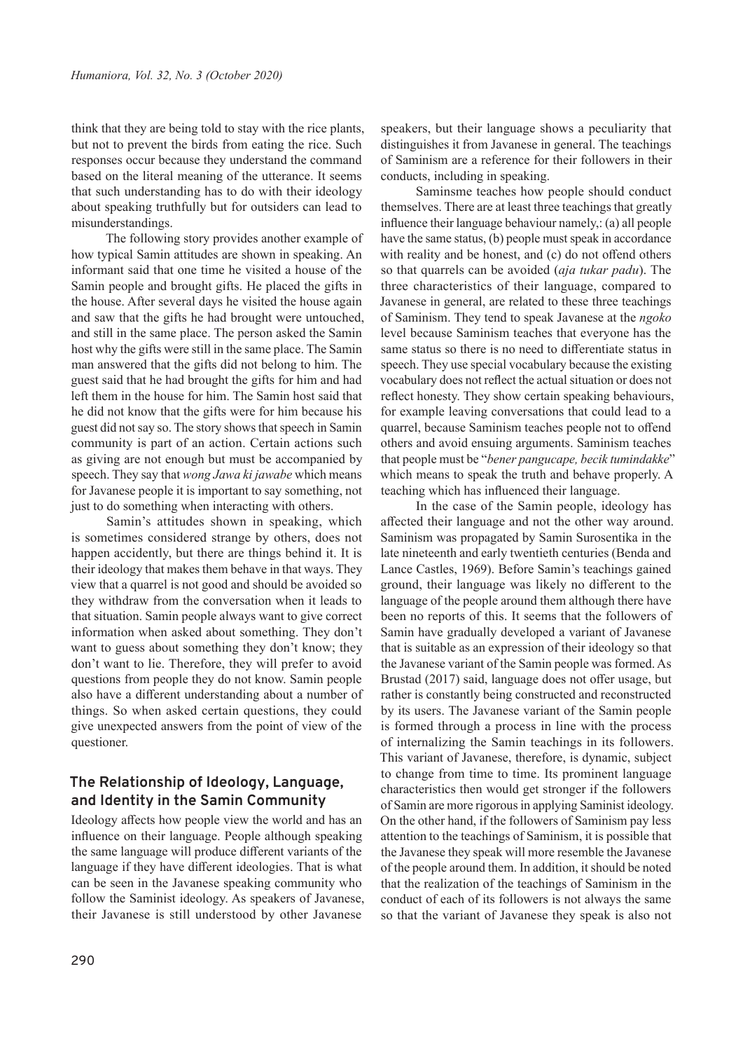think that they are being told to stay with the rice plants, but not to prevent the birds from eating the rice. Such responses occur because they understand the command based on the literal meaning of the utterance. It seems that such understanding has to do with their ideology about speaking truthfully but for outsiders can lead to misunderstandings.

The following story provides another example of how typical Samin attitudes are shown in speaking. An informant said that one time he visited a house of the Samin people and brought gifts. He placed the gifts in the house. After several days he visited the house again and saw that the gifts he had brought were untouched, and still in the same place. The person asked the Samin host why the gifts were still in the same place. The Samin man answered that the gifts did not belong to him. The guest said that he had brought the gifts for him and had left them in the house for him. The Samin host said that he did not know that the gifts were for him because his guest did not say so. The story shows that speech in Samin community is part of an action. Certain actions such as giving are not enough but must be accompanied by speech. They say that *wong Jawa ki jawabe* which means for Javanese people it is important to say something, not just to do something when interacting with others.

Samin's attitudes shown in speaking, which is sometimes considered strange by others, does not happen accidently, but there are things behind it. It is their ideology that makes them behave in that ways. They view that a quarrel is not good and should be avoided so they withdraw from the conversation when it leads to that situation. Samin people always want to give correct information when asked about something. They don't want to guess about something they don't know; they don't want to lie. Therefore, they will prefer to avoid questions from people they do not know. Samin people also have a different understanding about a number of things. So when asked certain questions, they could give unexpected answers from the point of view of the questioner.

## The Relationship of Ideology, Language, and Identity in the Samin Community

Ideology affects how people view the world and has an influence on their language. People although speaking the same language will produce different variants of the language if they have different ideologies. That is what can be seen in the Javanese speaking community who follow the Saminist ideology. As speakers of Javanese, their Javanese is still understood by other Javanese speakers, but their language shows a peculiarity that distinguishes it from Javanese in general. The teachings of Saminism are a reference for their followers in their conducts, including in speaking.

Saminsme teaches how people should conduct themselves. There are at least three teachings that greatly influence their language behaviour namely,: (a) all people have the same status, (b) people must speak in accordance with reality and be honest, and (c) do not offend others so that quarrels can be avoided (*aja tukar padu*). The three characteristics of their language, compared to Javanese in general, are related to these three teachings of Saminism. They tend to speak Javanese at the *ngoko* level because Saminism teaches that everyone has the same status so there is no need to differentiate status in speech. They use special vocabulary because the existing vocabulary does not reflect the actual situation or does not reflect honesty. They show certain speaking behaviours, for example leaving conversations that could lead to a quarrel, because Saminism teaches people not to offend others and avoid ensuing arguments. Saminism teaches that people must be "*bener pangucape, becik tumindakke*" which means to speak the truth and behave properly. A teaching which has influenced their language.

In the case of the Samin people, ideology has affected their language and not the other way around. Saminism was propagated by Samin Surosentika in the late nineteenth and early twentieth centuries (Benda and Lance Castles, 1969). Before Samin's teachings gained ground, their language was likely no different to the language of the people around them although there have been no reports of this. It seems that the followers of Samin have gradually developed a variant of Javanese that is suitable as an expression of their ideology so that the Javanese variant of the Samin people was formed. As Brustad (2017) said, language does not offer usage, but rather is constantly being constructed and reconstructed by its users. The Javanese variant of the Samin people is formed through a process in line with the process of internalizing the Samin teachings in its followers. This variant of Javanese, therefore, is dynamic, subject to change from time to time. Its prominent language characteristics then would get stronger if the followers of Samin are more rigorous in applying Saminist ideology. On the other hand, if the followers of Saminism pay less attention to the teachings of Saminism, it is possible that the Javanese they speak will more resemble the Javanese of the people around them. In addition, it should be noted that the realization of the teachings of Saminism in the conduct of each of its followers is not always the same so that the variant of Javanese they speak is also not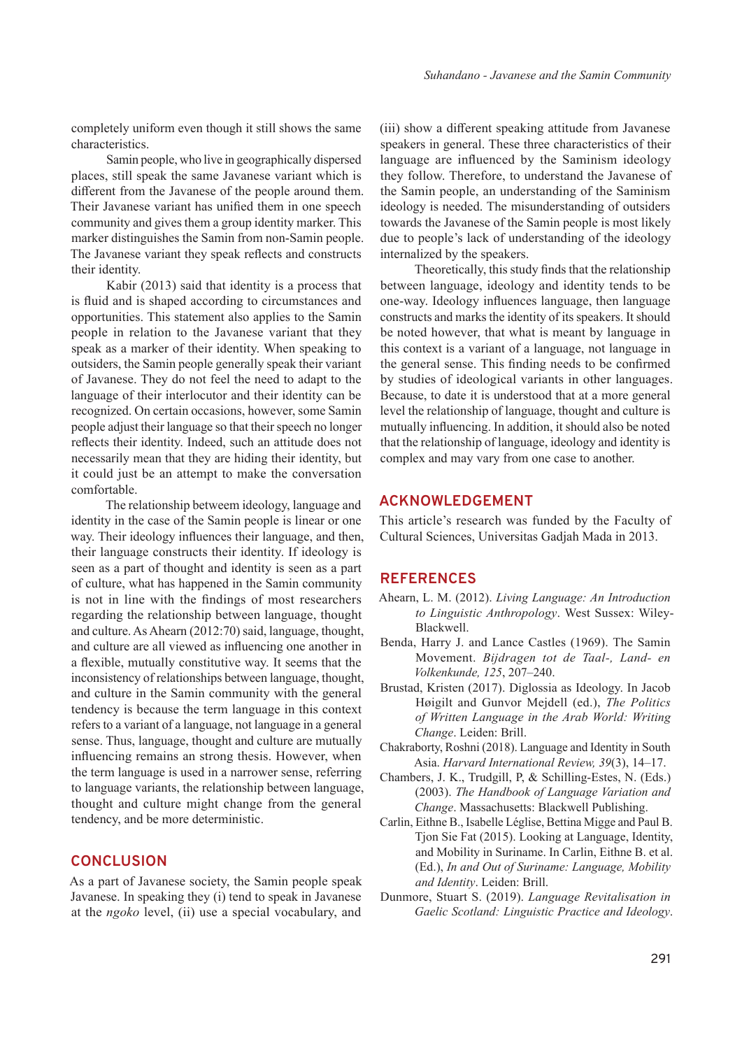completely uniform even though it still shows the same characteristics.

Samin people, who live in geographically dispersed places, still speak the same Javanese variant which is different from the Javanese of the people around them. Their Javanese variant has unified them in one speech community and gives them a group identity marker. This marker distinguishes the Samin from non-Samin people. The Javanese variant they speak reflects and constructs their identity.

Kabir (2013) said that identity is a process that is fluid and is shaped according to circumstances and opportunities. This statement also applies to the Samin people in relation to the Javanese variant that they speak as a marker of their identity. When speaking to outsiders, the Samin people generally speak their variant of Javanese. They do not feel the need to adapt to the language of their interlocutor and their identity can be recognized. On certain occasions, however, some Samin people adjust their language so that their speech no longer reflects their identity. Indeed, such an attitude does not necessarily mean that they are hiding their identity, but it could just be an attempt to make the conversation comfortable.

The relationship betweem ideology, language and identity in the case of the Samin people is linear or one way. Their ideology influences their language, and then, their language constructs their identity. If ideology is seen as a part of thought and identity is seen as a part of culture, what has happened in the Samin community is not in line with the findings of most researchers regarding the relationship between language, thought and culture. As Ahearn (2012:70) said, language, thought, and culture are all viewed as influencing one another in a flexible, mutually constitutive way. It seems that the inconsistency of relationships between language, thought, and culture in the Samin community with the general tendency is because the term language in this context refers to a variant of a language, not language in a general sense. Thus, language, thought and culture are mutually influencing remains an strong thesis. However, when the term language is used in a narrower sense, referring to language variants, the relationship between language, thought and culture might change from the general tendency, and be more deterministic.

## CONCLUSION

As a part of Javanese society, the Samin people speak Javanese. In speaking they (i) tend to speak in Javanese at the *ngoko* level, (ii) use a special vocabulary, and (iii) show a different speaking attitude from Javanese speakers in general. These three characteristics of their language are influenced by the Saminism ideology they follow. Therefore, to understand the Javanese of the Samin people, an understanding of the Saminism ideology is needed. The misunderstanding of outsiders towards the Javanese of the Samin people is most likely due to people's lack of understanding of the ideology internalized by the speakers.

Theoretically, this study finds that the relationship between language, ideology and identity tends to be one-way. Ideology influences language, then language constructs and marks the identity of its speakers. It should be noted however, that what is meant by language in this context is a variant of a language, not language in the general sense. This finding needs to be confirmed by studies of ideological variants in other languages. Because, to date it is understood that at a more general level the relationship of language, thought and culture is mutually influencing. In addition, it should also be noted that the relationship of language, ideology and identity is complex and may vary from one case to another.

## ACKNOWLEDGEMENT

This article's research was funded by the Faculty of Cultural Sciences, Universitas Gadjah Mada in 2013.

## REFERENCES

Ahearn, L. M. (2012). *Living Language: An Introduction to Linguistic Anthropology*. West Sussex: Wiley-Blackwell.

Benda, Harry J. and Lance Castles (1969). The Samin Movement. *Bijdragen tot de Taal-, Land- en Volkenkunde, 125*, 207–240.

Brustad, Kristen (2017). Diglossia as Ideology. In Jacob Høigilt and Gunvor Mejdell (ed.), *The Politics of Written Language in the Arab World: Writing Change*. Leiden: Brill.

Chakraborty, Roshni (2018). Language and Identity in South Asia. *Harvard International Review, 39*(3), 14–17.

Chambers, J. K., Trudgill, P, & Schilling-Estes, N. (Eds.) (2003). *The Handbook of Language Variation and Change*. Massachusetts: Blackwell Publishing.

Carlin, Eithne B., Isabelle Léglise, Bettina Migge and Paul B. Tjon Sie Fat (2015). Looking at Language, Identity, and Mobility in Suriname. In Carlin, Eithne B. et al. (Ed.), *In and Out of Suriname: Language, Mobility and Identity*. Leiden: Brill.

Dunmore, Stuart S. (2019). *Language Revitalisation in Gaelic Scotland: Linguistic Practice and Ideology*.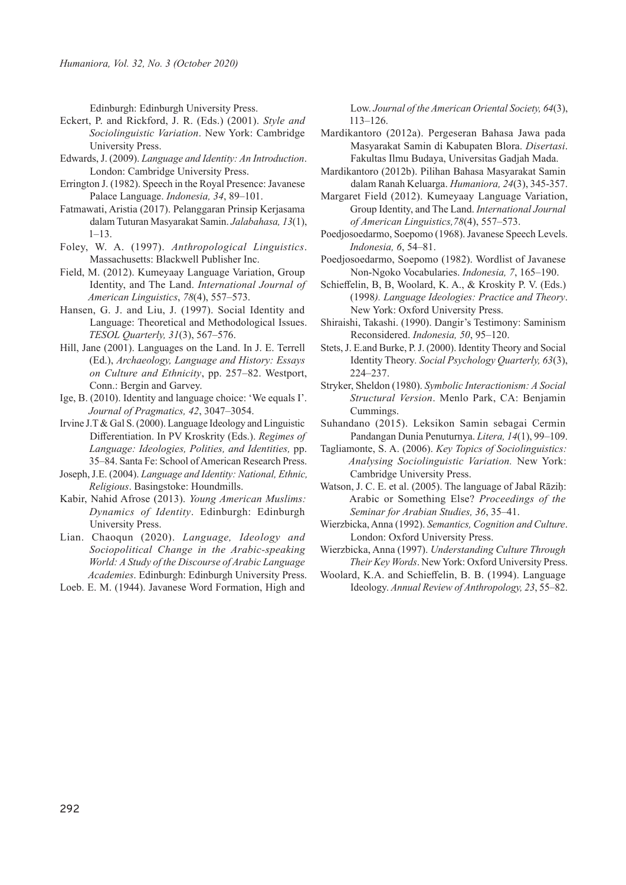Edinburgh: Edinburgh University Press.

Eckert, P. and Rickford, J. R. (Eds.) (2001). *Style and Sociolinguistic Variation*. New York: Cambridge University Press.

Edwards, J. (2009). *Language and Identity: An Introduction*. London: Cambridge University Press.

Errington J. (1982). Speech in the Royal Presence: Javanese Palace Language. *Indonesia, 34*, 89–101.

Fatmawati, Aristia (2017). Pelanggaran Prinsip Kerjasama dalam Tuturan Masyarakat Samin. *Jalabahasa, 13*(1), 1–13.

Foley, W. A. (1997). *Anthropological Linguistics*. Massachusetts: Blackwell Publisher Inc.

Field, M. (2012). Kumeyaay Language Variation, Group Identity, and The Land. *International Journal of American Linguistics*, *78*(4), 557–573.

Hansen, G. J. and Liu, J. (1997). Social Identity and Language: Theoretical and Methodological Issues. *TESOL Quarterly, 31*(3), 567–576.

Hill, Jane (2001). Languages on the Land. In J. E. Terrell (Ed.), *Archaeology, Language and History: Essays on Culture and Ethnicity*, pp. 257–82. Westport, Conn.: Bergin and Garvey.

Ige, B. (2010). Identity and language choice: 'We equals I'. *Journal of Pragmatics, 42*, 3047–3054.

Irvine J.T & Gal S. (2000). Language Ideology and Linguistic Differentiation. In PV Kroskrity (Eds.). *Regimes of Language: Ideologies, Polities, and Identities,* pp. 35–84. Santa Fe: School of American Research Press.

Joseph, J.E. (2004). *Language and Identity: National, Ethnic, Religious*. Basingstoke: Houndmills.

Kabir, Nahid Afrose (2013). *Young American Muslims: Dynamics of Identity*. Edinburgh: Edinburgh University Press.

Lian. Chaoqun (2020). *Language, Ideology and Sociopolitical Change in the Arabic-speaking World: A Study of the Discourse of Arabic Language Academies*. Edinburgh: Edinburgh University Press.

Loeb. E. M. (1944). Javanese Word Formation, High and Low. *Journal of the American Oriental Society, 64*(3), 113–126.

Mardikantoro (2012a). Pergeseran Bahasa Jawa pada Masyarakat Samin di Kabupaten Blora. *Disertasi*. Fakultas Ilmu Budaya, Universitas Gadjah Mada.

Mardikantoro (2012b). Pilihan Bahasa Masyarakat Samin dalam Ranah Keluarga. *Humaniora, 24*(3), 345-357.

Margaret Field (2012). Kumeyaay Language Variation, Group Identity, and The Land. *International Journal of American Linguistics,78*(4), 557–573.

Poedjosoedarmo, Soepomo (1968). Javanese Speech Levels. *Indonesia, 6*, 54–81.

Poedjosoedarmo, Soepomo (1982). Wordlist of Javanese Non-Ngoko Vocabularies. *Indonesia, 7*, 165–190.

Schieffelin, B, B, Woolard, K. A., & Kroskity P. V. (Eds.) (1998*). Language Ideologies: Practice and Theory*. New York: Oxford University Press.

Shiraishi, Takashi. (1990). Dangir's Testimony: Saminism Reconsidered. *Indonesia, 50*, 95–120.

Stets, J. E.and Burke, P. J. (2000). Identity Theory and Social Identity Theory*. Social Psychology Quarterly, 63*(3), 224–237.

Stryker, Sheldon (1980). *Symbolic Interactionism: A Social Structural Version*. Menlo Park, CA: Benjamin Cummings.

Suhandano (2015). Leksikon Samin sebagai Cermin Pandangan Dunia Penuturnya. *Litera, 14*(1), 99–109.

Tagliamonte, S. A. (2006). *Key Topics of Sociolinguistics: Analysing Sociolinguistic Variation.* New York: Cambridge University Press.

Watson, J. C. E. et al. (2005). The language of Jabal Rāziḥ: Arabic or Something Else? *Proceedings of the Seminar for Arabian Studies, 36*, 35–41.

Wierzbicka, Anna (1992). *Semantics, Cognition and Culture*. London: Oxford University Press.

Wierzbicka, Anna (1997). *Understanding Culture Through Their Key Words*. New York: Oxford University Press.

Woolard, K.A. and Schieffelin, B. B. (1994). Language Ideology. *Annual Review of Anthropology, 23*, 55–82.